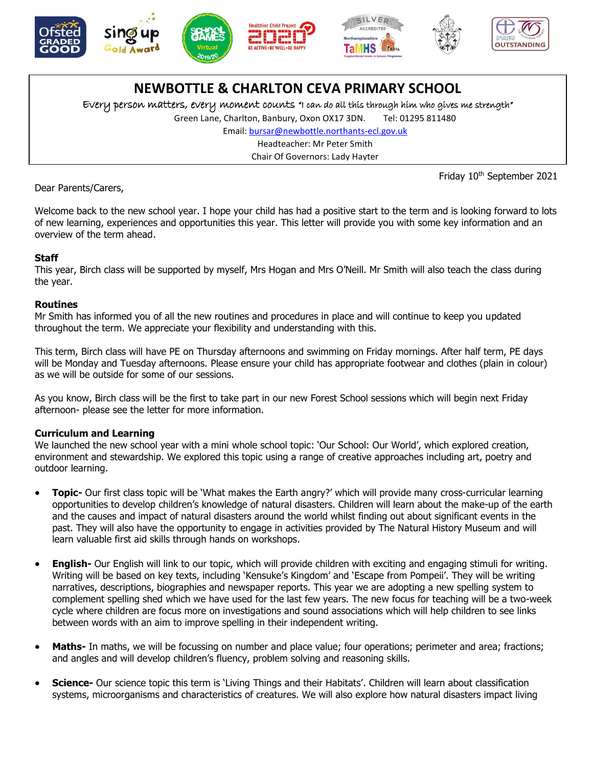# NEWBOTTLE & CHARLTON CEVA PRIMARY SCHOOL

Every person matters, every moment counts "I can do all this through him who gives me strength"

Green Lane, Charlton, Banbury, Oxon OX17 3DN. Tel: 01295 811480

Email: bursar@newbottle.northants-ecl.gov.uk

Headteacher: Mr Peter Smith

Chair Of Governors: Lady Hayter

Friday 10th September 2021

Dear Parents/Carers,

Welcome back to the new school year. I hope your child has had a positive start to the term and is looking forward to lots of new learning, experiences and opportunities this year. This letter will provide you with some key information and an overview of the term ahead.

**Staff**

This year, Birch class will be supported by myself, Mrs Hogan and Mrs O'Neill. Mr Smith will also teach the class during the year.

**Routines**

Mr Smith has informed you of all the new routines and procedures in place and will continue to keep you updated throughout the term. We appreciate your flexibility and understanding with this.

This term, Birch class will have PE on Thursday afternoons and swimming on Friday mornings. After half term, PE days will be Monday and Tuesday afternoons. Please ensure your child has appropriate footwear and clothes (plain in colour) as we will be outside for some of our sessions.

As you know, Birch class will be the first to take part in our new Forest School sessions which will begin next Friday afternoon- please see the letter for more information.

**Curriculum and Learning**

We launched the new school year with a mini whole school topic: 'Our School: Our World', which explored creation, environment and stewardship. We explored this topic using a range of creative approaches including art, poetry and outdoor learning.

- **Topic-** Our first class topic will be 'What makes the Earth angry?' which will provide many cross-curricular learning opportunities to develop children's knowledge of natural disasters. Children will learn about the make-up of the earth and the causes and impact of natural disasters around the world whilst finding out about significant events in the past. They will also have the opportunity to engage in activities provided by The Natural History Museum and will learn valuable first aid skills through hands on workshops.

- **English-** Our English will link to our topic, which will provide children with exciting and engaging stimuli for writing. Writing will be based on key texts, including 'Kensuke's Kingdom' and 'Escape from Pompeii'. They will be writing narratives, descriptions, biographies and newspaper reports. This year we are adopting a new spelling system to complement spelling shed which we have used for the last few years. The new focus for teaching will be a two-week cycle where children are focus more on investigations and sound associations which will help children to see links between words with an aim to improve spelling in their independent writing.

- **Maths-** In maths, we will be focussing on number and place value; four operations; perimeter and area; fractions; and angles and will develop children's fluency, problem solving and reasoning skills.

- **Science-** Our science topic this term is 'Living Things and their Habitats'. Children will learn about classification systems, microorganisms and characteristics of creatures. We will also explore how natural disasters impact living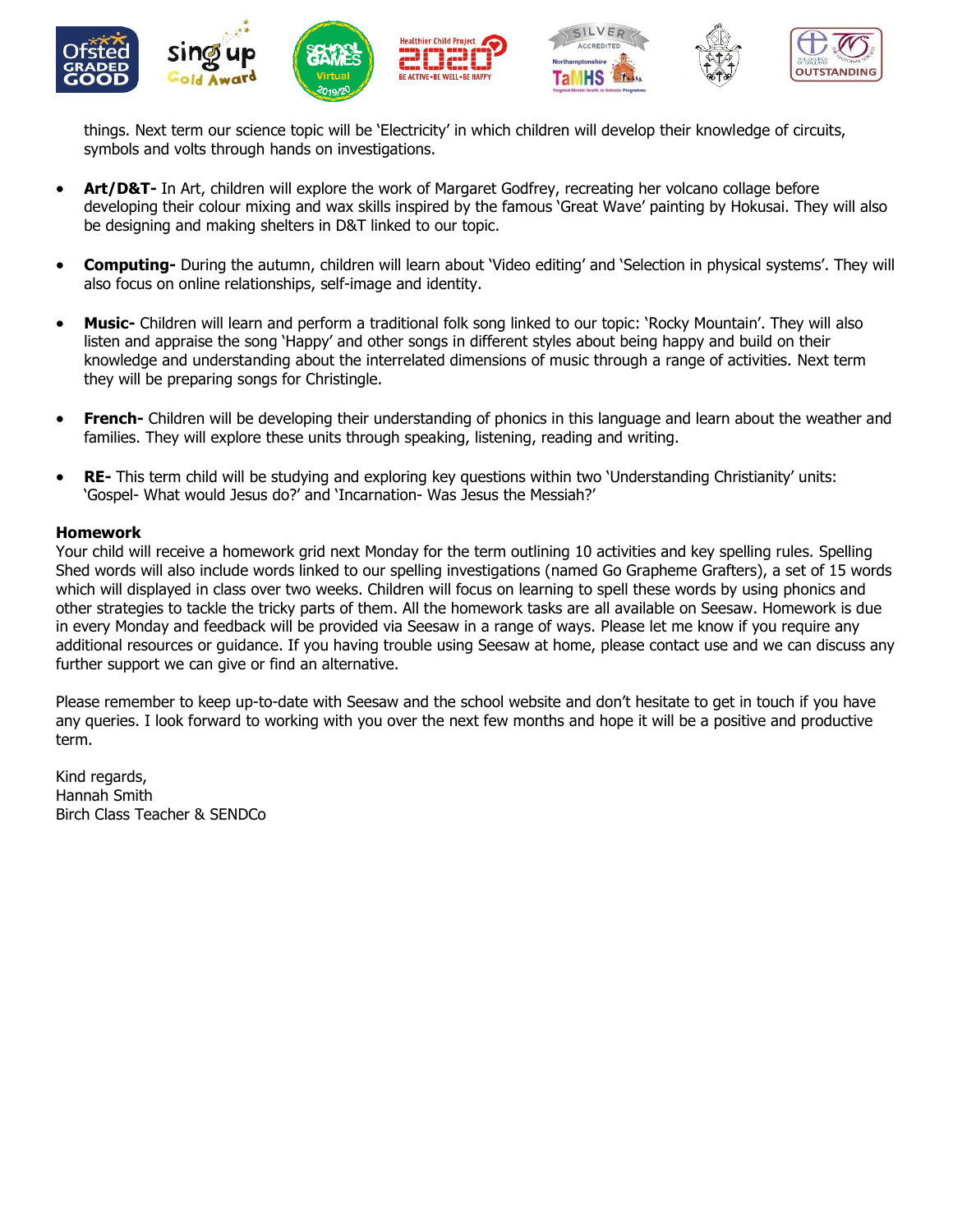things. Next term our science topic will be 'Electricity' in which children will develop their knowledge of circuits, symbols and volts through hands on investigations.

- **Art/D&T-** In Art, children will explore the work of Margaret Godfrey, recreating her volcano collage before developing their colour mixing and wax skills inspired by the famous 'Great Wave' painting by Hokusai. They will also be designing and making shelters in D&T linked to our topic.

- **Computing-** During the autumn, children will learn about 'Video editing' and 'Selection in physical systems'. They will also focus on online relationships, self-image and identity.

- **Music-** Children will learn and perform a traditional folk song linked to our topic: 'Rocky Mountain'. They will also listen and appraise the song 'Happy' and other songs in different styles about being happy and build on their knowledge and understanding about the interrelated dimensions of music through a range of activities. Next term they will be preparing songs for Christingle.

- **French-** Children will be developing their understanding of phonics in this language and learn about the weather and families. They will explore these units through speaking, listening, reading and writing.

- **RE-** This term child will be studying and exploring key questions within two 'Understanding Christianity' units: 'Gospel- What would Jesus do?' and 'Incarnation- Was Jesus the Messiah?'

**Homework**

Your child will receive a homework grid next Monday for the term outlining 10 activities and key spelling rules. Spelling Shed words will also include words linked to our spelling investigations (named Go Grapheme Grafters), a set of 15 words which will displayed in class over two weeks. Children will focus on learning to spell these words by using phonics and other strategies to tackle the tricky parts of them. All the homework tasks are all available on Seesaw. Homework is due in every Monday and feedback will be provided via Seesaw in a range of ways. Please let me know if you require any additional resources or guidance. If you having trouble using Seesaw at home, please contact use and we can discuss any further support we can give or find an alternative.

Please remember to keep up-to-date with Seesaw and the school website and don't hesitate to get in touch if you have any queries. I look forward to working with you over the next few months and hope it will be a positive and productive term.

Kind regards,
Hannah Smith
Birch Class Teacher & SENDCo